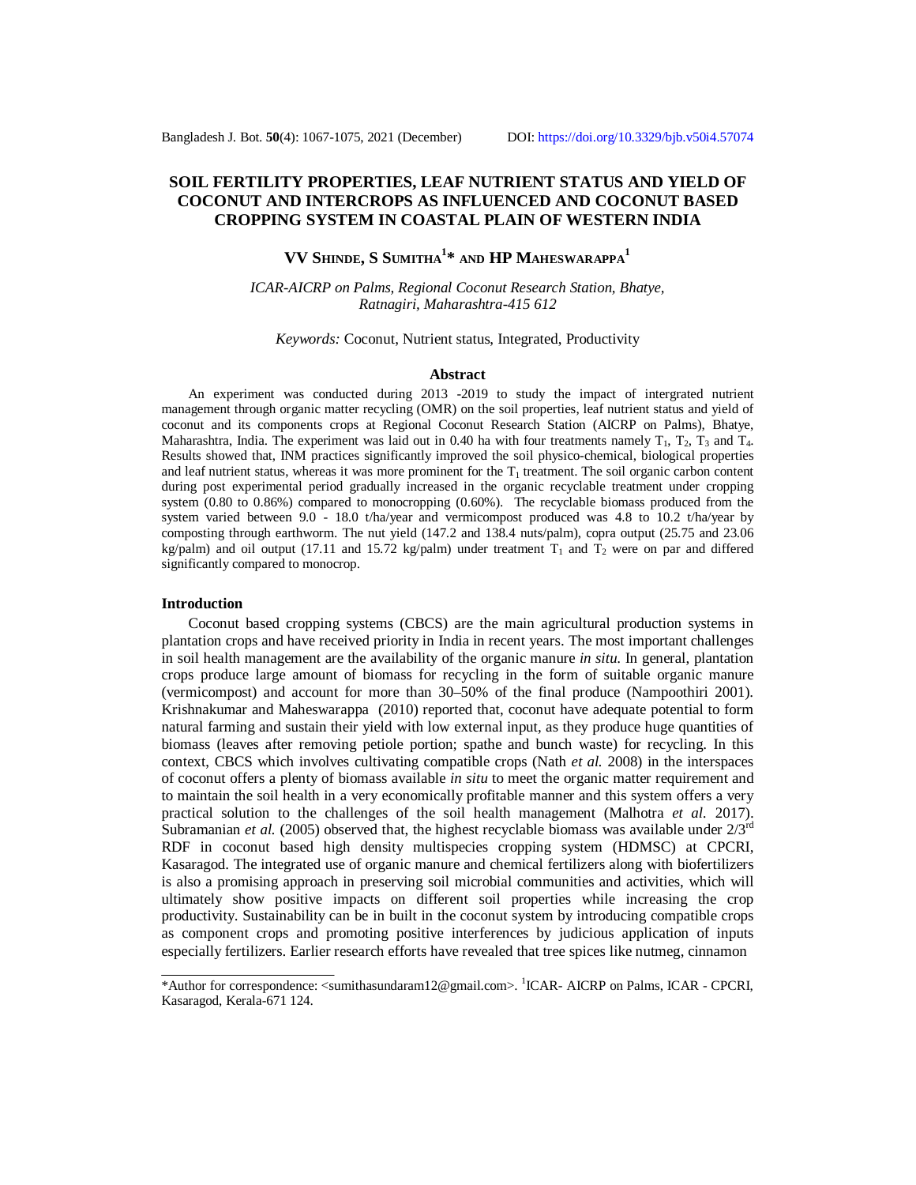# SOIL FERTILITY PROPERTIES, LEAF NUTRIENT STATUS AND YIELD OF COCONUT AND INTERCROPS AS INFLUENCED AND COCONUT BASED CROPPING SYSTEM IN COASTAL PLAIN OF WESTERN INDIA

**VV SHINDE, S SUMITHA[1]\* AND HP MAHESWARAPPA[1]**

*ICAR-AICRP on Palms, Regional Coconut Research Station, Bhatye, Ratnagiri, Maharashtra-415 612*

*Keywords:* Coconut, Nutrient status, Integrated, Productivity

## Abstract

An experiment was conducted during 2013 -2019 to study the impact of intergrated nutrient management through organic matter recycling (OMR) on the soil properties, leaf nutrient status and yield of coconut and its components crops at Regional Coconut Research Station (AICRP on Palms), Bhatye, Maharashtra, India. The experiment was laid out in 0.40 ha with four treatments namely $T_1$, $T_2$, $T_3$ and $T_4$. Results showed that, INM practices significantly improved the soil physico-chemical, biological properties and leaf nutrient status, whereas it was more prominent for the $T_1$ treatment. The soil organic carbon content during post experimental period gradually increased in the organic recyclable treatment under cropping system (0.80 to 0.86%) compared to monocropping (0.60%). The recyclable biomass produced from the system varied between 9.0 - 18.0 t/ha/year and vermicompost produced was 4.8 to 10.2 t/ha/year by composting through earthworm. The nut yield (147.2 and 138.4 nuts/palm), copra output (25.75 and 23.06 kg/palm) and oil output (17.11 and 15.72 kg/palm) under treatment $T_1$ and $T_2$ were on par and differed significantly compared to monocrop.

## Introduction

Coconut based cropping systems (CBCS) are the main agricultural production systems in plantation crops and have received priority in India in recent years. The most important challenges in soil health management are the availability of the organic manure *in situ.* In general, plantation crops produce large amount of biomass for recycling in the form of suitable organic manure (vermicompost) and account for more than 30–50% of the final produce (Nampoothiri 2001). Krishnakumar and Maheswarappa (2010) reported that, coconut have adequate potential to form natural farming and sustain their yield with low external input, as they produce huge quantities of biomass (leaves after removing petiole portion; spathe and bunch waste) for recycling. In this context, CBCS which involves cultivating compatible crops (Nath *et al.* 2008) in the interspaces of coconut offers a plenty of biomass available *in situ* to meet the organic matter requirement and to maintain the soil health in a very economically profitable manner and this system offers a very practical solution to the challenges of the soil health management (Malhotra *et al.* 2017). Subramanian *et al.* (2005) observed that, the highest recyclable biomass was available under 2/3[rd] RDF in coconut based high density multispecies cropping system (HDMSC) at CPCRI, Kasaragod. The integrated use of organic manure and chemical fertilizers along with biofertilizers is also a promising approach in preserving soil microbial communities and activities, which will ultimately show positive impacts on different soil properties while increasing the crop productivity. Sustainability can be in built in the coconut system by introducing compatible crops as component crops and promoting positive interferences by judicious application of inputs especially fertilizers. Earlier research efforts have revealed that tree spices like nutmeg, cinnamon

---

\*Author for correspondence: <sumithasundaram12@gmail.com>. [1]ICAR- AICRP on Palms, ICAR - CPCRI, Kasaragod, Kerala-671 124.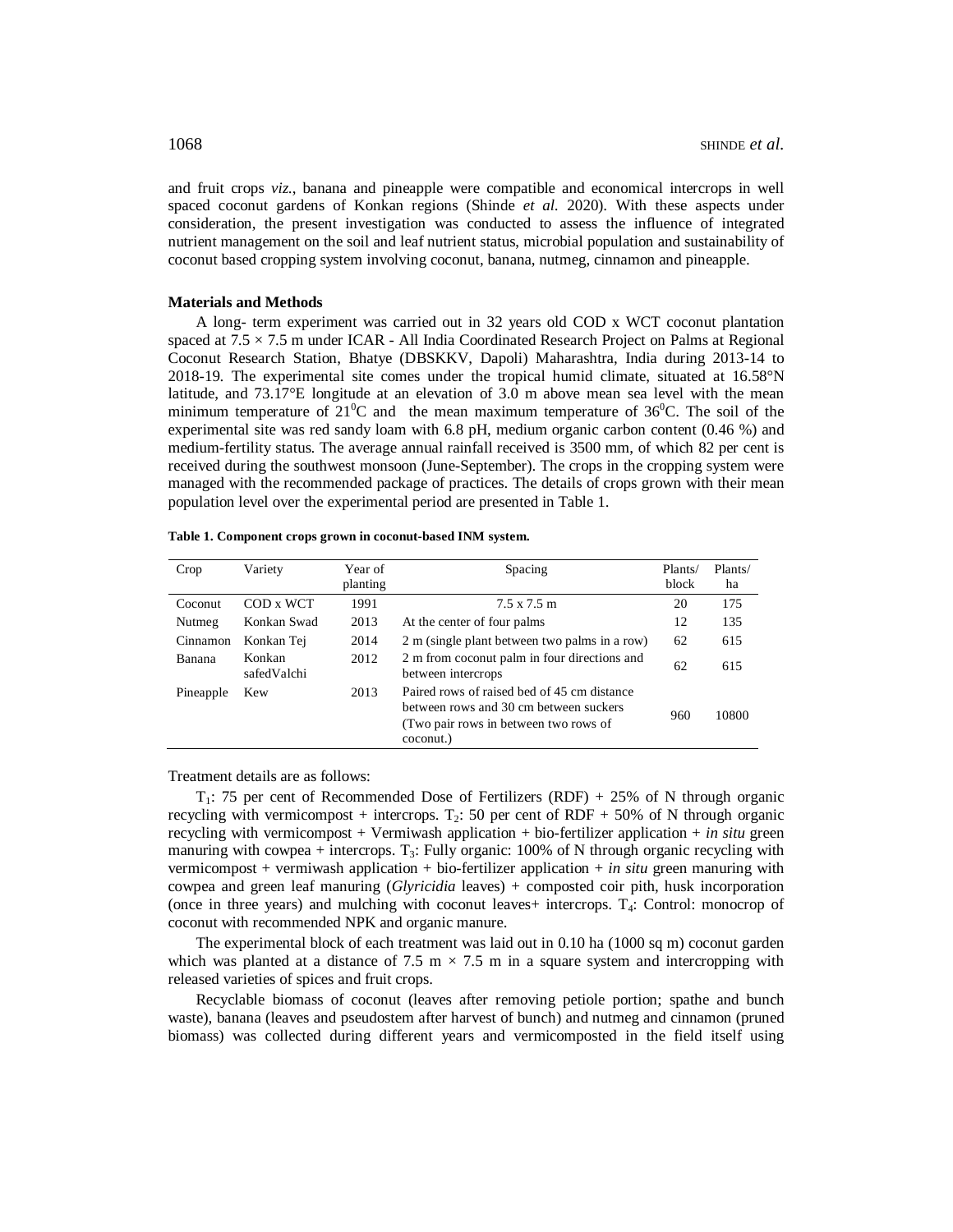and fruit crops *viz.*, banana and pineapple were compatible and economical intercrops in well spaced coconut gardens of Konkan regions (Shinde *et al.* 2020). With these aspects under consideration, the present investigation was conducted to assess the influence of integrated nutrient management on the soil and leaf nutrient status, microbial population and sustainability of coconut based cropping system involving coconut, banana, nutmeg, cinnamon and pineapple.

## Materials and Methods

A long- term experiment was carried out in 32 years old COD x WCT coconut plantation spaced at 7.5 × 7.5 m under ICAR - All India Coordinated Research Project on Palms at Regional Coconut Research Station, Bhatye (DBSKKV, Dapoli) Maharashtra, India during 2013-14 to 2018-19. The experimental site comes under the tropical humid climate, situated at 16.58°N latitude, and 73.17°E longitude at an elevation of 3.0 m above mean sea level with the mean minimum temperature of $21^0$C and the mean maximum temperature of $36^0$C. The soil of the experimental site was red sandy loam with 6.8 pH, medium organic carbon content (0.46 %) and medium-fertility status. The average annual rainfall received is 3500 mm, of which 82 per cent is received during the southwest monsoon (June-September). The crops in the cropping system were managed with the recommended package of practices. The details of crops grown with their mean population level over the experimental period are presented in Table 1.

**Table 1. Component crops grown in coconut-based INM system.**

| Crop | Variety | Year of planting | Spacing | Plants/ block | Plants/ ha |
|---|---|---|---|---|---|
| Coconut | COD x WCT | 1991 | 7.5 x 7.5 m | 20 | 175 |
| Nutmeg | Konkan Swad | 2013 | At the center of four palms | 12 | 135 |
| Cinnamon | Konkan Tej | 2014 | 2 m (single plant between two palms in a row) | 62 | 615 |
| Banana | Konkan safedValchi | 2012 | 2 m from coconut palm in four directions and between intercrops | 62 | 615 |
| Pineapple | Kew | 2013 | Paired rows of raised bed of 45 cm distance between rows and 30 cm between suckers (Two pair rows in between two rows of coconut.) | 960 | 10800 |

Treatment details are as follows:

$T_1$: 75 per cent of Recommended Dose of Fertilizers (RDF) + 25% of N through organic recycling with vermicompost + intercrops. $T_2$: 50 per cent of RDF + 50% of N through organic recycling with vermicompost + Vermiwash application + bio-fertilizer application + *in situ* green manuring with cowpea + intercrops. $T_3$: Fully organic: 100% of N through organic recycling with vermicompost + vermiwash application + bio-fertilizer application + *in situ* green manuring with cowpea and green leaf manuring (*Glyricidia* leaves) + composted coir pith, husk incorporation (once in three years) and mulching with coconut leaves+ intercrops. $T_4$: Control: monocrop of coconut with recommended NPK and organic manure.

The experimental block of each treatment was laid out in 0.10 ha (1000 sq m) coconut garden which was planted at a distance of 7.5 m × 7.5 m in a square system and intercropping with released varieties of spices and fruit crops.

Recyclable biomass of coconut (leaves after removing petiole portion; spathe and bunch waste), banana (leaves and pseudostem after harvest of bunch) and nutmeg and cinnamon (pruned biomass) was collected during different years and vermicomposted in the field itself using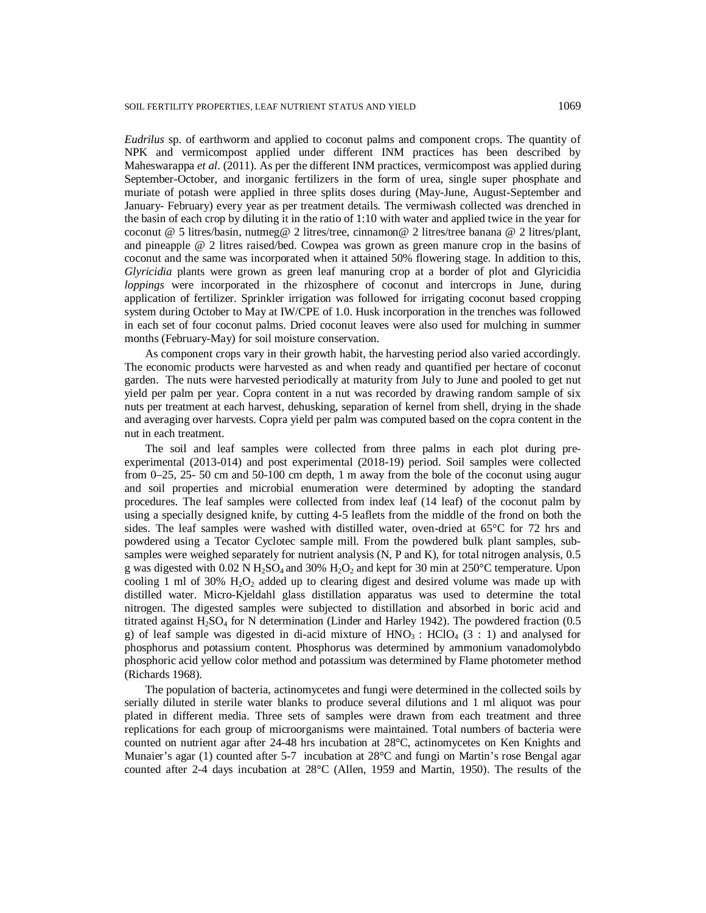*Eudrilus* sp. of earthworm and applied to coconut palms and component crops. The quantity of NPK and vermicompost applied under different INM practices has been described by Maheswarappa *et al*. (2011). As per the different INM practices, vermicompost was applied during September-October, and inorganic fertilizers in the form of urea, single super phosphate and muriate of potash were applied in three splits doses during (May-June, August-September and January- February) every year as per treatment details. The vermiwash collected was drenched in the basin of each crop by diluting it in the ratio of 1:10 with water and applied twice in the year for coconut @ 5 litres/basin, nutmeg@ 2 litres/tree, cinnamon@ 2 litres/tree banana @ 2 litres/plant, and pineapple @ 2 litres raised/bed. Cowpea was grown as green manure crop in the basins of coconut and the same was incorporated when it attained 50% flowering stage. In addition to this, *Glyricidia* plants were grown as green leaf manuring crop at a border of plot and Glyricidia *loppings* were incorporated in the rhizosphere of coconut and intercrops in June, during application of fertilizer. Sprinkler irrigation was followed for irrigating coconut based cropping system during October to May at IW/CPE of 1.0. Husk incorporation in the trenches was followed in each set of four coconut palms. Dried coconut leaves were also used for mulching in summer months (February-May) for soil moisture conservation.

As component crops vary in their growth habit, the harvesting period also varied accordingly. The economic products were harvested as and when ready and quantified per hectare of coconut garden. The nuts were harvested periodically at maturity from July to June and pooled to get nut yield per palm per year. Copra content in a nut was recorded by drawing random sample of six nuts per treatment at each harvest, dehusking, separation of kernel from shell, drying in the shade and averaging over harvests. Copra yield per palm was computed based on the copra content in the nut in each treatment.

The soil and leaf samples were collected from three palms in each plot during pre-experimental (2013-014) and post experimental (2018-19) period. Soil samples were collected from 0–25, 25- 50 cm and 50-100 cm depth, 1 m away from the bole of the coconut using augur and soil properties and microbial enumeration were determined by adopting the standard procedures. The leaf samples were collected from index leaf (14 leaf) of the coconut palm by using a specially designed knife, by cutting 4-5 leaflets from the middle of the frond on both the sides. The leaf samples were washed with distilled water, oven-dried at 65°C for 72 hrs and powdered using a Tecator Cyclotec sample mill. From the powdered bulk plant samples, sub-samples were weighed separately for nutrient analysis (N, P and K), for total nitrogen analysis, 0.5 g was digested with 0.02 N $H_2SO_4$ and 30% $H_2O_2$ and kept for 30 min at 250°C temperature. Upon cooling 1 ml of 30% $H_2O_2$ added up to clearing digest and desired volume was made up with distilled water. Micro-Kjeldahl glass distillation apparatus was used to determine the total nitrogen. The digested samples were subjected to distillation and absorbed in boric acid and titrated against $H_2SO_4$ for N determination (Linder and Harley 1942). The powdered fraction (0.5 g) of leaf sample was digested in di-acid mixture of $HNO_3$ : $HClO_4$ (3 : 1) and analysed for phosphorus and potassium content. Phosphorus was determined by ammonium vanadomolybdo phosphoric acid yellow color method and potassium was determined by Flame photometer method (Richards 1968).

The population of bacteria, actinomycetes and fungi were determined in the collected soils by serially diluted in sterile water blanks to produce several dilutions and 1 ml aliquot was pour plated in different media. Three sets of samples were drawn from each treatment and three replications for each group of microorganisms were maintained. Total numbers of bacteria were counted on nutrient agar after 24-48 hrs incubation at 28°C, actinomycetes on Ken Knights and Munaier's agar (1) counted after 5-7 incubation at 28°C and fungi on Martin's rose Bengal agar counted after 2-4 days incubation at 28°C (Allen, 1959 and Martin, 1950). The results of the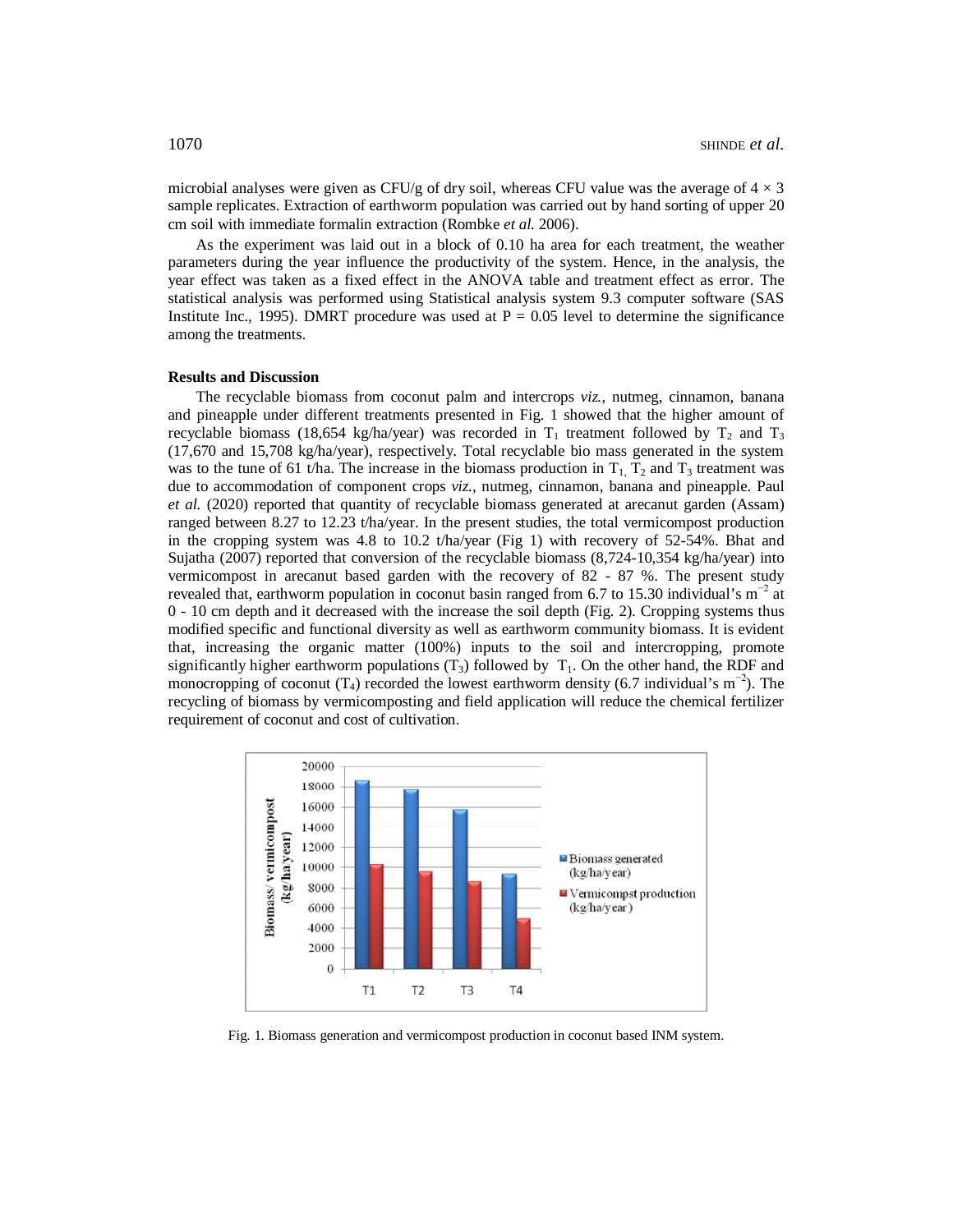microbial analyses were given as CFU/g of dry soil, whereas CFU value was the average of $4 \times 3$ sample replicates. Extraction of earthworm population was carried out by hand sorting of upper 20 cm soil with immediate formalin extraction (Rombke *et al.* 2006).

As the experiment was laid out in a block of 0.10 ha area for each treatment, the weather parameters during the year influence the productivity of the system. Hence, in the analysis, the year effect was taken as a fixed effect in the ANOVA table and treatment effect as error. The statistical analysis was performed using Statistical analysis system 9.3 computer software (SAS Institute Inc., 1995). DMRT procedure was used at P = 0.05 level to determine the significance among the treatments.

## Results and Discussion

The recyclable biomass from coconut palm and intercrops *viz.*, nutmeg, cinnamon, banana and pineapple under different treatments presented in Fig. 1 showed that the higher amount of recyclable biomass (18,654 kg/ha/year) was recorded in $T_1$ treatment followed by $T_2$ and $T_3$ (17,670 and 15,708 kg/ha/year), respectively. Total recyclable bio mass generated in the system was to the tune of 61 t/ha. The increase in the biomass production in $T_1$, $T_2$ and $T_3$ treatment was due to accommodation of component crops *viz.*, nutmeg, cinnamon, banana and pineapple. Paul *et al.* (2020) reported that quantity of recyclable biomass generated at arecanut garden (Assam) ranged between 8.27 to 12.23 t/ha/year. In the present studies, the total vermicompost production in the cropping system was 4.8 to 10.2 t/ha/year (Fig 1) with recovery of 52-54%. Bhat and Sujatha (2007) reported that conversion of the recyclable biomass (8,724-10,354 kg/ha/year) into vermicompost in arecanut based garden with the recovery of 82 - 87 %. The present study revealed that, earthworm population in coconut basin ranged from 6.7 to 15.30 individual's $m^{-2}$ at 0 - 10 cm depth and it decreased with the increase the soil depth (Fig. 2). Cropping systems thus modified specific and functional diversity as well as earthworm community biomass. It is evident that, increasing the organic matter (100%) inputs to the soil and intercropping, promote significantly higher earthworm populations ($T_3$) followed by $T_1$. On the other hand, the RDF and monocropping of coconut ($T_4$) recorded the lowest earthworm density (6.7 individual's $m^{-2}$). The recycling of biomass by vermicomposting and field application will reduce the chemical fertilizer requirement of coconut and cost of cultivation.

Fig. 1. Biomass generation and vermicompost production in coconut based INM system.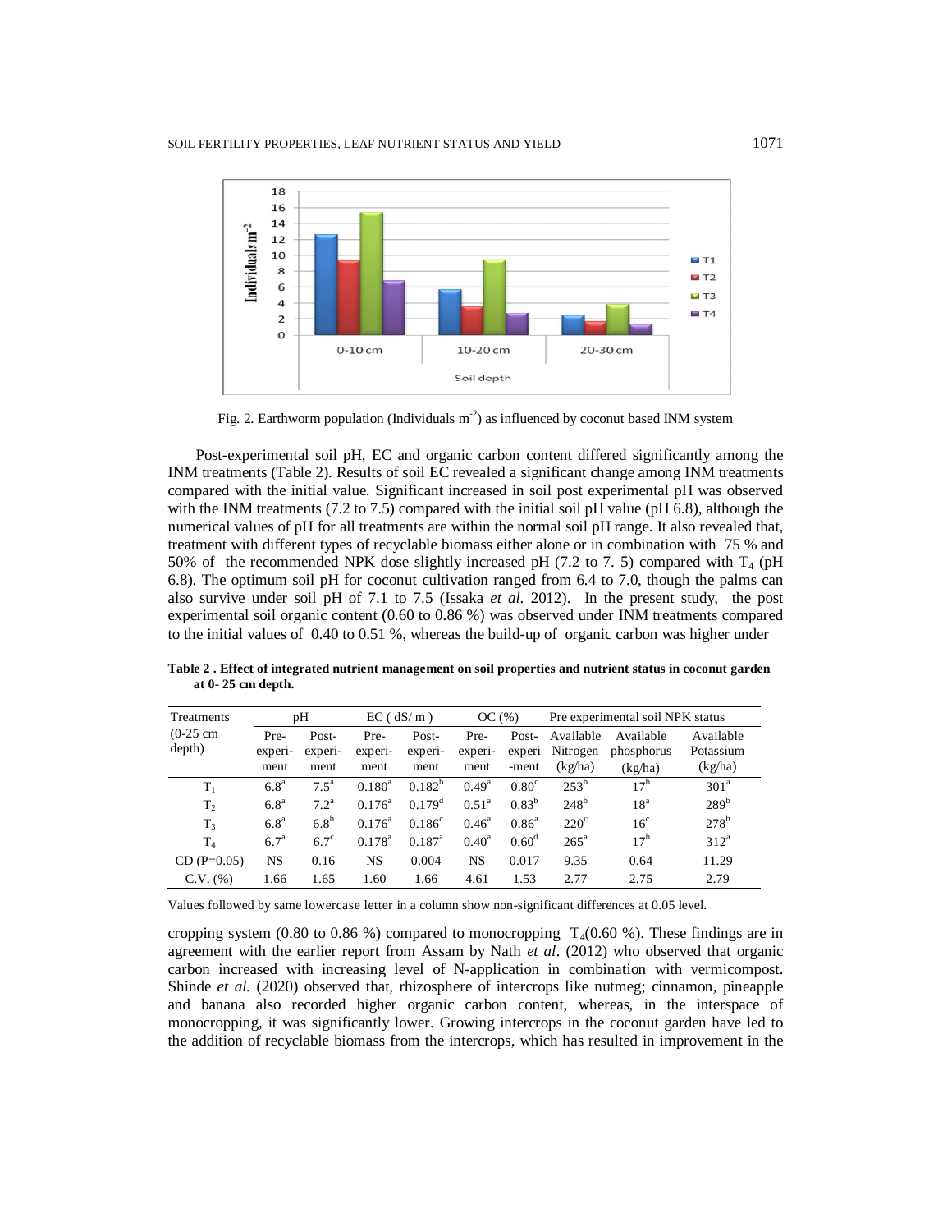Fig. 2. Earthworm population (Individuals $m^{-2}$) as influenced by coconut based INM system

Post-experimental soil pH, EC and organic carbon content differed significantly among the INM treatments (Table 2). Results of soil EC revealed a significant change among INM treatments compared with the initial value. Significant increased in soil post experimental pH was observed with the INM treatments (7.2 to 7.5) compared with the initial soil pH value (pH 6.8), although the numerical values of pH for all treatments are within the normal soil pH range. It also revealed that, treatment with different types of recyclable biomass either alone or in combination with 75 % and 50% of the recommended NPK dose slightly increased pH (7.2 to 7. 5) compared with $T_4$ (pH 6.8). The optimum soil pH for coconut cultivation ranged from 6.4 to 7.0, though the palms can also survive under soil pH of 7.1 to 7.5 (Issaka *et al.* 2012). In the present study, the post experimental soil organic content (0.60 to 0.86 %) was observed under INM treatments compared to the initial values of 0.40 to 0.51 %, whereas the build-up of organic carbon was higher under

**Table 2 . Effect of integrated nutrient management on soil properties and nutrient status in coconut garden at 0- 25 cm depth.**

| Treatments (0-25 cm depth) | pH | | EC ( dS/ m ) | | OC (%) | | Pre experimental soil NPK status | | |
|---|---|---|---|---|---|---|---|---|---|
| | Pre-experiment | Post-experiment | Pre-experiment | Post-experiment | Pre-experiment | Post-experi-ment | Available Nitrogen (kg/ha) | Available phosphorus (kg/ha) | Available Potassium (kg/ha) |
| $T_1$ | 6.8[a] | 7.5[a] | 0.180[a] | 0.182[b] | 0.49[a] | 0.80[c] | 253[b] | 17[b] | 301[a] |
| $T_2$ | 6.8[a] | 7.2[a] | 0.176[a] | 0.179[d] | 0.51[a] | 0.83[b] | 248[b] | 18[a] | 289[b] |
| $T_3$ | 6.8[a] | 6.8[b] | 0.176[a] | 0.186[c] | 0.46[a] | 0.86[a] | 220[c] | 16[c] | 278[b] |
| $T_4$ | 6.7[a] | 6.7[c] | 0.178[a] | 0.187[a] | 0.40[a] | 0.60[d] | 265[a] | 17[b] | 312[a] |
| CD (P=0.05) | NS | 0.16 | NS | 0.004 | NS | 0.017 | 9.35 | 0.64 | 11.29 |
| C.V. (%) | 1.66 | 1.65 | 1.60 | 1.66 | 4.61 | 1.53 | 2.77 | 2.75 | 2.79 |

Values followed by same lowercase letter in a column show non-significant differences at 0.05 level.

cropping system (0.80 to 0.86 %) compared to monocropping $T_4$(0.60 %). These findings are in agreement with the earlier report from Assam by Nath *et al*. (2012) who observed that organic carbon increased with increasing level of N-application in combination with vermicompost. Shinde *et al.* (2020) observed that, rhizosphere of intercrops like nutmeg; cinnamon, pineapple and banana also recorded higher organic carbon content, whereas, in the interspace of monocropping, it was significantly lower. Growing intercrops in the coconut garden have led to the addition of recyclable biomass from the intercrops, which has resulted in improvement in the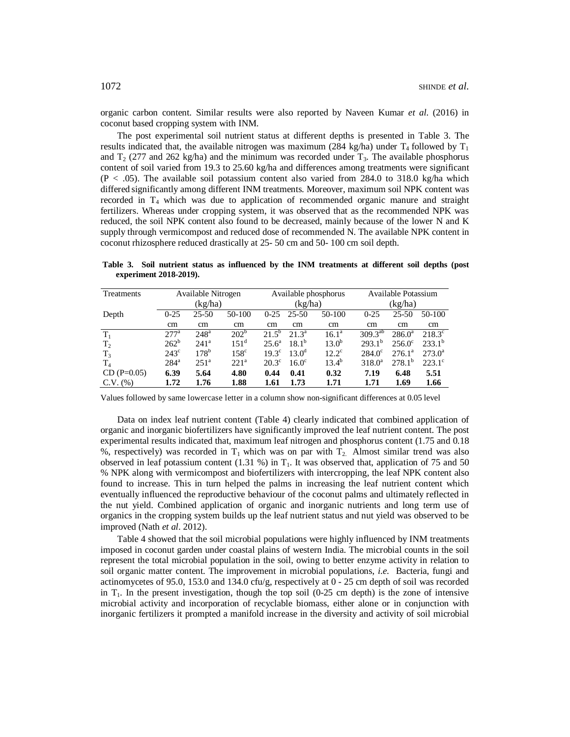organic carbon content. Similar results were also reported by Naveen Kumar *et al.* (2016) in coconut based cropping system with INM.

The post experimental soil nutrient status at different depths is presented in Table 3. The results indicated that, the available nitrogen was maximum (284 kg/ha) under $T_4$ followed by $T_1$ and $T_2$ (277 and 262 kg/ha) and the minimum was recorded under $T_3$. The available phosphorus content of soil varied from 19.3 to 25.60 kg/ha and differences among treatments were significant ($P < .05$). The available soil potassium content also varied from 284.0 to 318.0 kg/ha which differed significantly among different INM treatments. Moreover, maximum soil NPK content was recorded in $T_4$ which was due to application of recommended organic manure and straight fertilizers. Whereas under cropping system, it was observed that as the recommended NPK was reduced, the soil NPK content also found to be decreased, mainly because of the lower N and K supply through vermicompost and reduced dose of recommended N. The available NPK content in coconut rhizosphere reduced drastically at 25- 50 cm and 50- 100 cm soil depth.

**Table 3. Soil nutrient status as influenced by the INM treatments at different soil depths (post experiment 2018-2019).**

| Treatments | Available Nitrogen (kg/ha) | | | Available phosphorus (kg/ha) | | | Available Potassium (kg/ha) | | |
|---|---|---|---|---|---|---|---|---|---|
| Depth | 0-25 cm | 25-50 cm | 50-100 cm | 0-25 cm | 25-50 cm | 50-100 cm | 0-25 cm | 25-50 cm | 50-100 cm |
| $T_1$ | $277^a$ | $248^a$ | $202^b$ | $21.5^b$ | $21.3^a$ | $16.1^a$ | $309.3^{ab}$ | $286.0^a$ | $218.3^c$ |
| $T_2$ | $262^b$ | $241^a$ | $151^d$ | $25.6^a$ | $18.1^b$ | $13.0^b$ | $293.1^b$ | $256.0^c$ | $233.1^b$ |
| $T_3$ | $243^c$ | $178^b$ | $158^c$ | $19.3^c$ | $13.0^d$ | $12.2^c$ | $284.0^c$ | $276.1^a$ | $273.0^a$ |
| $T_4$ | $284^a$ | $251^a$ | $221^a$ | $20.3^c$ | $16.0^c$ | $13.4^b$ | $318.0^a$ | $278.1^b$ | $223.1^c$ |
| CD (P=0.05) | **6.39** | **5.64** | **4.80** | **0.44** | **0.41** | **0.32** | **7.19** | **6.48** | **5.51** |
| C.V. (%) | **1.72** | **1.76** | **1.88** | **1.61** | **1.73** | **1.71** | **1.71** | **1.69** | **1.66** |

Values followed by same lowercase letter in a column show non-significant differences at 0.05 level

Data on index leaf nutrient content (Table 4) clearly indicated that combined application of organic and inorganic biofertilizers have significantly improved the leaf nutrient content. The post experimental results indicated that, maximum leaf nitrogen and phosphorus content (1.75 and 0.18 %, respectively) was recorded in $T_1$ which was on par with $T_2$. Almost similar trend was also observed in leaf potassium content (1.31 %) in $T_1$. It was observed that, application of 75 and 50 % NPK along with vermicompost and biofertilizers with intercropping, the leaf NPK content also found to increase. This in turn helped the palms in increasing the leaf nutrient content which eventually influenced the reproductive behaviour of the coconut palms and ultimately reflected in the nut yield. Combined application of organic and inorganic nutrients and long term use of organics in the cropping system builds up the leaf nutrient status and nut yield was observed to be improved (Nath *et al*. 2012).

Table 4 showed that the soil microbial populations were highly influenced by INM treatments imposed in coconut garden under coastal plains of western India. The microbial counts in the soil represent the total microbial population in the soil, owing to better enzyme activity in relation to soil organic matter content. The improvement in microbial populations, *i.e.* Bacteria, fungi and actinomycetes of 95.0, 153.0 and 134.0 cfu/g, respectively at 0 - 25 cm depth of soil was recorded in $T_1$. In the present investigation, though the top soil (0-25 cm depth) is the zone of intensive microbial activity and incorporation of recyclable biomass, either alone or in conjunction with inorganic fertilizers it prompted a manifold increase in the diversity and activity of soil microbial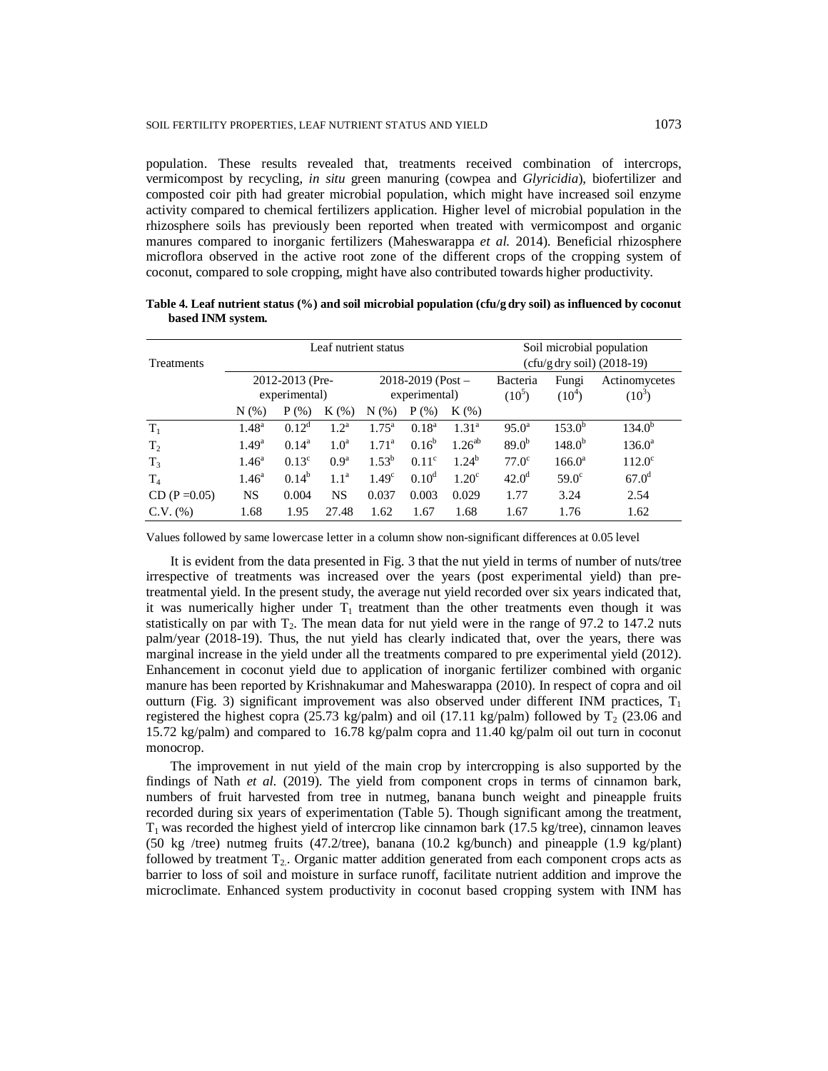population. These results revealed that, treatments received combination of intercrops, vermicompost by recycling, *in situ* green manuring (cowpea and *Glyricidia*), biofertilizer and composted coir pith had greater microbial population, which might have increased soil enzyme activity compared to chemical fertilizers application. Higher level of microbial population in the rhizosphere soils has previously been reported when treated with vermicompost and organic manures compared to inorganic fertilizers (Maheswarappa *et al.* 2014). Beneficial rhizosphere microflora observed in the active root zone of the different crops of the cropping system of coconut, compared to sole cropping, might have also contributed towards higher productivity.

**Table 4. Leaf nutrient status (%) and soil microbial population (cfu/g dry soil) as influenced by coconut based INM system.**

| Treatments | Leaf nutrient status | | | | | | Soil microbial population (cfu/g dry soil) (2018-19) | | |
|---|---|---|---|---|---|---|---|---|---|
| | 2012-2013 (Pre-experimental) | | | 2018-2019 (Post – experimental) | | | Bacteria ($10^5$) | Fungi ($10^4$) | Actinomycetes ($10^3$) |
| | N (%) | P (%) | K (%) | N (%) | P (%) | K (%) | | | |
| $T_1$ | 1.48[a] | 0.12[d] | 1.2[a] | 1.75[a] | 0.18[a] | 1.31[a] | 95.0[a] | 153.0[b] | 134.0[b] |
| $T_2$ | 1.49[a] | 0.14[a] | 1.0[a] | 1.71[a] | 0.16[b] | 1.26[ab] | 89.0[b] | 148.0[b] | 136.0[a] |
| $T_3$ | 1.46[a] | 0.13[c] | 0.9[a] | 1.53[b] | 0.11[c] | 1.24[b] | 77.0[c] | 166.0[a] | 112.0[c] |
| $T_4$ | 1.46[a] | 0.14[b] | 1.1[a] | 1.49[c] | 0.10[d] | 1.20[c] | 42.0[d] | 59.0[c] | 67.0[d] |
| CD (P =0.05) | NS | 0.004 | NS | 0.037 | 0.003 | 0.029 | 1.77 | 3.24 | 2.54 |
| C.V. (%) | 1.68 | 1.95 | 27.48 | 1.62 | 1.67 | 1.68 | 1.67 | 1.76 | 1.62 |

Values followed by same lowercase letter in a column show non-significant differences at 0.05 level

It is evident from the data presented in Fig. 3 that the nut yield in terms of number of nuts/tree irrespective of treatments was increased over the years (post experimental yield) than pre-treatmental yield. In the present study, the average nut yield recorded over six years indicated that, it was numerically higher under $T_1$ treatment than the other treatments even though it was statistically on par with $T_2$. The mean data for nut yield were in the range of 97.2 to 147.2 nuts palm/year (2018-19). Thus, the nut yield has clearly indicated that, over the years, there was marginal increase in the yield under all the treatments compared to pre experimental yield (2012). Enhancement in coconut yield due to application of inorganic fertilizer combined with organic manure has been reported by Krishnakumar and Maheswarappa (2010). In respect of copra and oil outturn (Fig. 3) significant improvement was also observed under different INM practices, $T_1$ registered the highest copra (25.73 kg/palm) and oil (17.11 kg/palm) followed by $T_2$ (23.06 and 15.72 kg/palm) and compared to 16.78 kg/palm copra and 11.40 kg/palm oil out turn in coconut monocrop.

The improvement in nut yield of the main crop by intercropping is also supported by the findings of Nath *et al.* (2019). The yield from component crops in terms of cinnamon bark, numbers of fruit harvested from tree in nutmeg, banana bunch weight and pineapple fruits recorded during six years of experimentation (Table 5). Though significant among the treatment, $T_1$ was recorded the highest yield of intercrop like cinnamon bark (17.5 kg/tree), cinnamon leaves (50 kg /tree) nutmeg fruits (47.2/tree), banana (10.2 kg/bunch) and pineapple (1.9 kg/plant) followed by treatment $T_2$. Organic matter addition generated from each component crops acts as barrier to loss of soil and moisture in surface runoff, facilitate nutrient addition and improve the microclimate. Enhanced system productivity in coconut based cropping system with INM has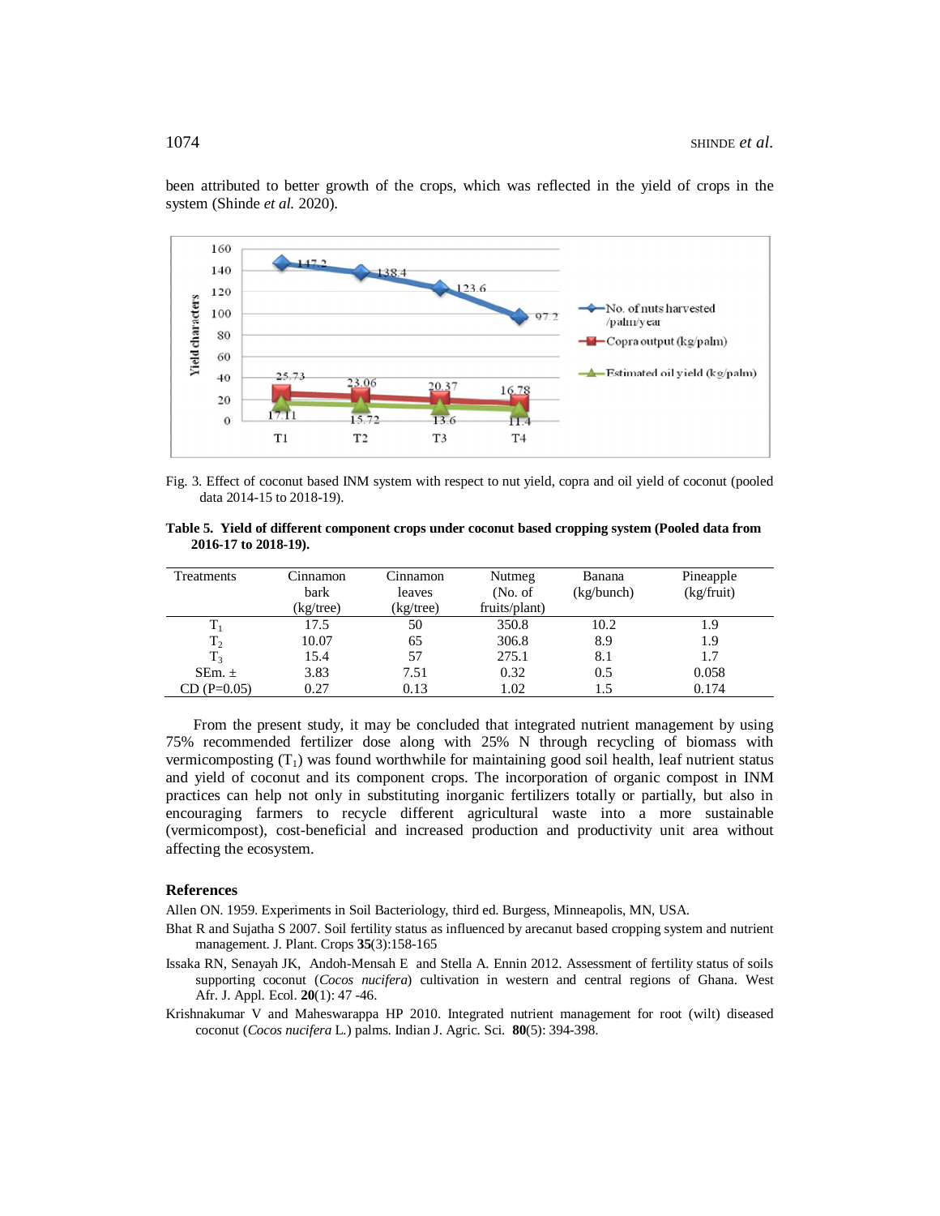been attributed to better growth of the crops, which was reflected in the yield of crops in the system (Shinde *et al.* 2020).

Fig. 3. Effect of coconut based INM system with respect to nut yield, copra and oil yield of coconut (pooled data 2014-15 to 2018-19).

**Table 5. Yield of different component crops under coconut based cropping system (Pooled data from 2016-17 to 2018-19).**

| Treatments | Cinnamon bark (kg/tree) | Cinnamon leaves (kg/tree) | Nutmeg (No. of fruits/plant) | Banana (kg/bunch) | Pineapple (kg/fruit) |
|---|---|---|---|---|---|
| $T_1$ | 17.5 | 50 | 350.8 | 10.2 | 1.9 |
| $T_2$ | 10.07 | 65 | 306.8 | 8.9 | 1.9 |
| $T_3$ | 15.4 | 57 | 275.1 | 8.1 | 1.7 |
| SEm. ± | 3.83 | 7.51 | 0.32 | 0.5 | 0.058 |
| CD (P=0.05) | 0.27 | 0.13 | 1.02 | 1.5 | 0.174 |

From the present study, it may be concluded that integrated nutrient management by using 75% recommended fertilizer dose along with 25% N through recycling of biomass with vermicomposting ($T_1$) was found worthwhile for maintaining good soil health, leaf nutrient status and yield of coconut and its component crops. The incorporation of organic compost in INM practices can help not only in substituting inorganic fertilizers totally or partially, but also in encouraging farmers to recycle different agricultural waste into a more sustainable (vermicompost), cost-beneficial and increased production and productivity unit area without affecting the ecosystem.

## References

Allen ON. 1959. Experiments in Soil Bacteriology, third ed. Burgess, Minneapolis, MN, USA.

Bhat R and Sujatha S 2007. Soil fertility status as influenced by arecanut based cropping system and nutrient management. J. Plant. Crops **35**(3):158-165

Issaka RN, Senayah JK, Andoh-Mensah E and Stella A. Ennin 2012. Assessment of fertility status of soils supporting coconut (*Cocos nucifera*) cultivation in western and central regions of Ghana. West Afr. J. Appl. Ecol. **20**(1): 47 -46.

Krishnakumar V and Maheswarappa HP 2010. Integrated nutrient management for root (wilt) diseased coconut (*Cocos nucifera* L.) palms. Indian J. Agric. Sci. **80**(5): 394-398.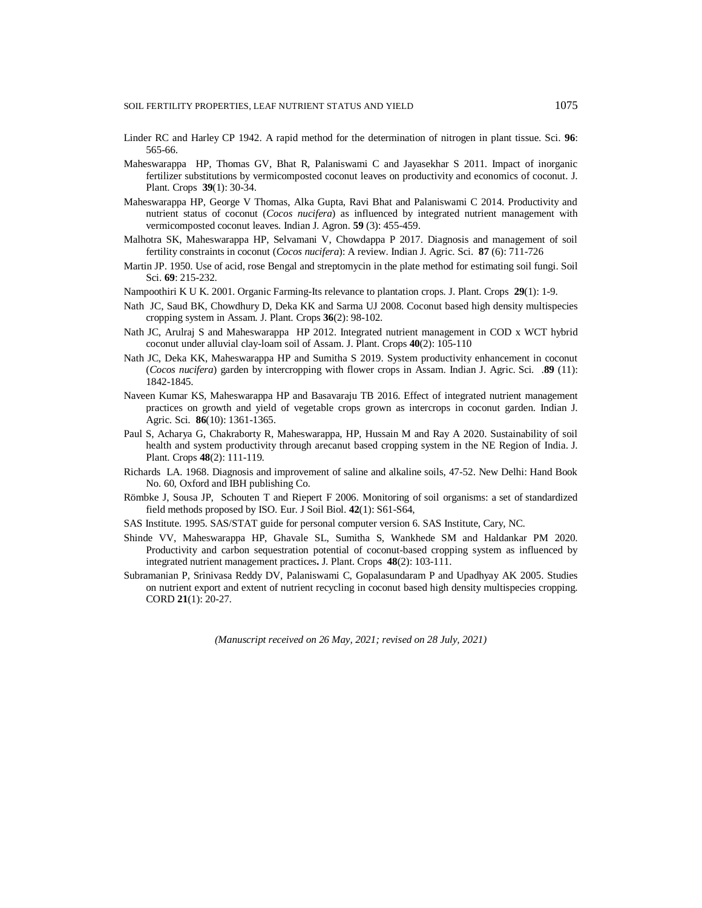Linder RC and Harley CP 1942. A rapid method for the determination of nitrogen in plant tissue. Sci. **96**: 565-66.

Maheswarappa HP, Thomas GV, Bhat R, Palaniswami C and Jayasekhar S 2011. Impact of inorganic fertilizer substitutions by vermicomposted coconut leaves on productivity and economics of coconut. J. Plant. Crops **39**(1): 30-34.

Maheswarappa HP, George V Thomas, Alka Gupta, Ravi Bhat and Palaniswami C 2014. Productivity and nutrient status of coconut (*Cocos nucifera*) as influenced by integrated nutrient management with vermicomposted coconut leaves. Indian J. Agron. **59** (3): 455-459.

Malhotra SK, Maheswarappa HP, Selvamani V, Chowdappa P 2017. Diagnosis and management of soil fertility constraints in coconut (*Cocos nucifera*): A review. Indian J. Agric. Sci. **87** (6): 711-726

Martin JP. 1950. Use of acid, rose Bengal and streptomycin in the plate method for estimating soil fungi. Soil Sci. **69**: 215-232.

Nampoothiri K U K. 2001. Organic Farming-Its relevance to plantation crops. J. Plant. Crops **29**(1): 1-9.

Nath JC, Saud BK, Chowdhury D, Deka KK and Sarma UJ 2008. Coconut based high density multispecies cropping system in Assam. J. Plant. Crops **36**(2): 98-102.

Nath JC, Arulraj S and Maheswarappa HP 2012. Integrated nutrient management in COD x WCT hybrid coconut under alluvial clay-loam soil of Assam. J. Plant. Crops **40**(2): 105-110

Nath JC, Deka KK, Maheswarappa HP and Sumitha S 2019. System productivity enhancement in coconut (*Cocos nucifera*) garden by intercropping with flower crops in Assam. Indian J. Agric. Sci. .**89** (11): 1842-1845.

Naveen Kumar KS, Maheswarappa HP and Basavaraju TB 2016. Effect of integrated nutrient management practices on growth and yield of vegetable crops grown as intercrops in coconut garden. Indian J. Agric. Sci. **86**(10): 1361-1365.

Paul S, Acharya G, Chakraborty R, Maheswarappa, HP, Hussain M and Ray A 2020. Sustainability of soil health and system productivity through arecanut based cropping system in the NE Region of India. J. Plant. Crops **48**(2): 111-119.

Richards LA. 1968. Diagnosis and improvement of saline and alkaline soils, 47-52. New Delhi: Hand Book No. 60, Oxford and IBH publishing Co.

Römbke J, Sousa JP, Schouten T and Riepert F 2006. Monitoring of soil organisms: a set of standardized field methods proposed by ISO. Eur. J Soil Biol. **42**(1): S61-S64,

SAS Institute. 1995. SAS/STAT guide for personal computer version 6. SAS Institute, Cary, NC.

Shinde VV, Maheswarappa HP, Ghavale SL, Sumitha S, Wankhede SM and Haldankar PM 2020. Productivity and carbon sequestration potential of coconut-based cropping system as influenced by integrated nutrient management practices**.** J. Plant. Crops **48**(2): 103-111.

Subramanian P, Srinivasa Reddy DV, Palaniswami C, Gopalasundaram P and Upadhyay AK 2005. Studies on nutrient export and extent of nutrient recycling in coconut based high density multispecies cropping. CORD **21**(1): 20-27.

*(Manuscript received on 26 May, 2021; revised on 28 July, 2021)*